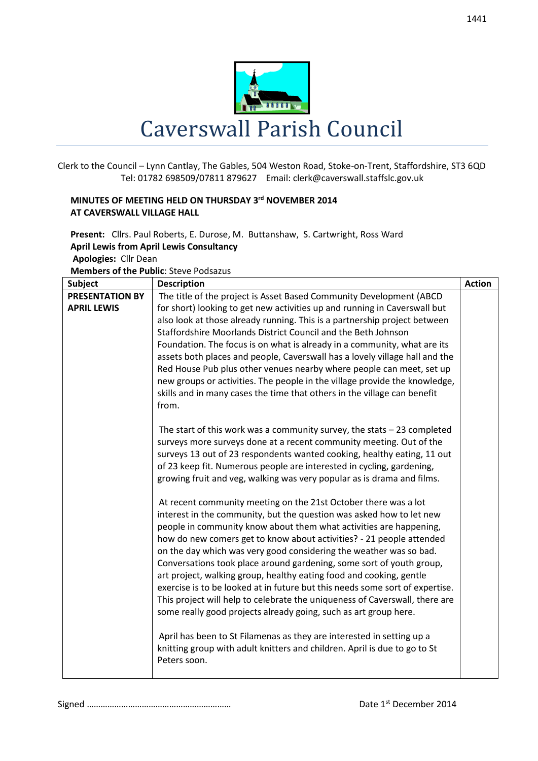# Caverswall Parish Council

Clerk to the Council – Lynn Cantlay, The Gables, 504 Weston Road, Stoke-on-Trent, Staffordshire, ST3 6QD
Tel: 01782 698509/07811 879627 Email: clerk@caverswall.staffslc.gov.uk

**MINUTES OF MEETING HELD ON THURSDAY 3rd NOVEMBER 2014**
**AT CAVERSWALL VILLAGE HALL**

**Present:** Cllrs. Paul Roberts, E. Durose, M. Buttanshaw, S. Cartwright, Ross Ward
**April Lewis from April Lewis Consultancy**
**Apologies:** Cllr Dean
**Members of the Public**: Steve Podsazus

| Subject | Description | Action |
|---|---|---|
| **PRESENTATION BY APRIL LEWIS** | The title of the project is Asset Based Community Development (ABCD for short) looking to get new activities up and running in Caverswall but also look at those already running. This is a partnership project between Staffordshire Moorlands District Council and the Beth Johnson Foundation. The focus is on what is already in a community, what are its assets both places and people, Caverswall has a lovely village hall and the Red House Pub plus other venues nearby where people can meet, set up new groups or activities. The people in the village provide the knowledge, skills and in many cases the time that others in the village can benefit from.<br><br>The start of this work was a community survey, the stats – 23 completed surveys more surveys done at a recent community meeting. Out of the surveys 13 out of 23 respondents wanted cooking, healthy eating, 11 out of 23 keep fit. Numerous people are interested in cycling, gardening, growing fruit and veg, walking was very popular as is drama and films.<br><br>At recent community meeting on the 21st October there was a lot interest in the community, but the question was asked how to let new people in community know about them what activities are happening, how do new comers get to know about activities? - 21 people attended on the day which was very good considering the weather was so bad. Conversations took place around gardening, some sort of youth group, art project, walking group, healthy eating food and cooking, gentle exercise is to be looked at in future but this needs some sort of expertise. This project will help to celebrate the uniqueness of Caverswall, there are some really good projects already going, such as art group here.<br><br>April has been to St Filamenas as they are interested in setting up a knitting group with adult knitters and children. April is due to go to St Peters soon. | |

Signed ……………………………………………………… Date 1st December 2014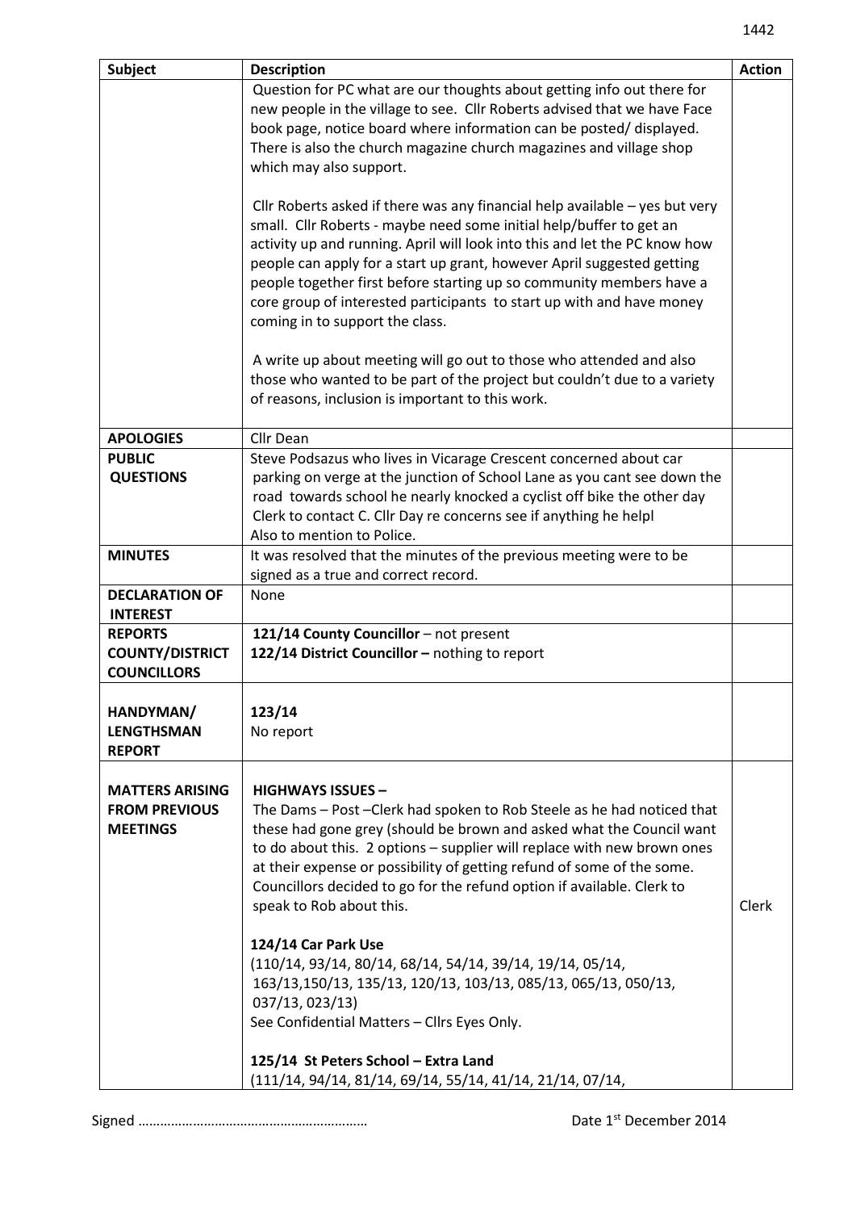| Subject | Description | Action |
|---|---|---|
| | Question for PC what are our thoughts about getting info out there for new people in the village to see. Cllr Roberts advised that we have Face book page, notice board where information can be posted/ displayed. There is also the church magazine church magazines and village shop which may also support.<br><br>Cllr Roberts asked if there was any financial help available – yes but very small. Cllr Roberts - maybe need some initial help/buffer to get an activity up and running. April will look into this and let the PC know how people can apply for a start up grant, however April suggested getting people together first before starting up so community members have a core group of interested participants to start up with and have money coming in to support the class.<br><br>A write up about meeting will go out to those who attended and also those who wanted to be part of the project but couldn't due to a variety of reasons, inclusion is important to this work. | |
| **APOLOGIES** | Cllr Dean | |
| **PUBLIC QUESTIONS** | Steve Podsazus who lives in Vicarage Crescent concerned about car parking on verge at the junction of School Lane as you cant see down the road towards school he nearly knocked a cyclist off bike the other day Clerk to contact C. Cllr Day re concerns see if anything he helpl Also to mention to Police. | |
| **MINUTES** | It was resolved that the minutes of the previous meeting were to be signed as a true and correct record. | |
| **DECLARATION OF INTEREST** | None | |
| **REPORTS COUNTY/DISTRICT COUNCILLORS** | **121/14 County Councillor** – not present<br>**122/14 District Councillor –** nothing to report | |
| **HANDYMAN/ LENGTHSMAN REPORT** | **123/14**<br>No report | |
| **MATTERS ARISING FROM PREVIOUS MEETINGS** | **HIGHWAYS ISSUES –**<br>The Dams – Post –Clerk had spoken to Rob Steele as he had noticed that these had gone grey (should be brown and asked what the Council want to do about this. 2 options – supplier will replace with new brown ones at their expense or possibility of getting refund of some of the some. Councillors decided to go for the refund option if available. Clerk to speak to Rob about this.<br><br>**124/14 Car Park Use**<br>(110/14, 93/14, 80/14, 68/14, 54/14, 39/14, 19/14, 05/14, 163/13,150/13, 135/13, 120/13, 103/13, 085/13, 065/13, 050/13, 037/13, 023/13)<br>See Confidential Matters – Cllrs Eyes Only.<br><br>**125/14 St Peters School – Extra Land**<br>(111/14, 94/14, 81/14, 69/14, 55/14, 41/14, 21/14, 07/14, | Clerk |

Signed ……………………………………………………  Date 1st December 2014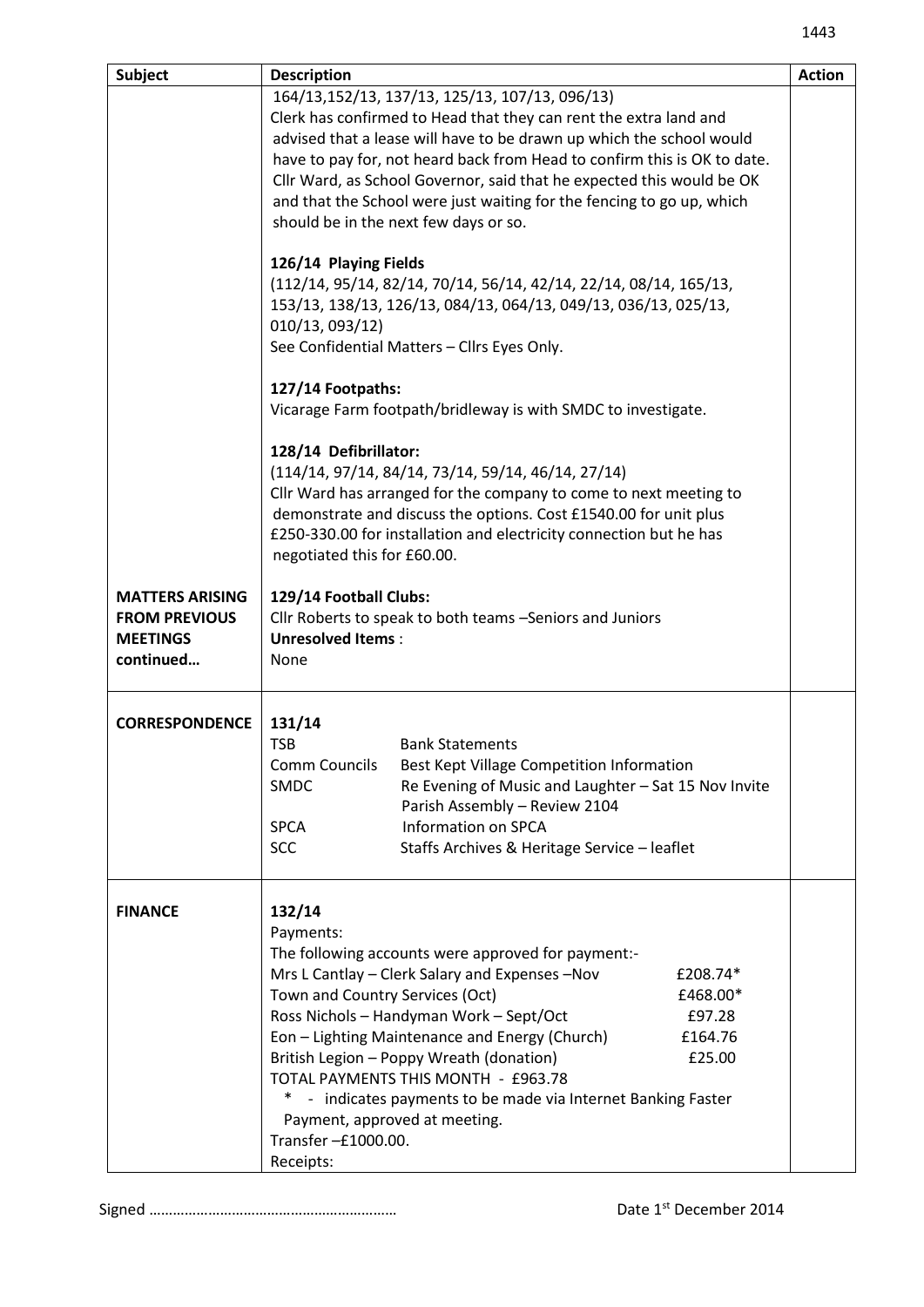| Subject | Description | Action |
|---|---|---|
| | 164/13,152/13, 137/13, 125/13, 107/13, 096/13)<br>Clerk has confirmed to Head that they can rent the extra land and advised that a lease will have to be drawn up which the school would have to pay for, not heard back from Head to confirm this is OK to date. Cllr Ward, as School Governor, said that he expected this would be OK and that the School were just waiting for the fencing to go up, which should be in the next few days or so.<br><br>**126/14 Playing Fields**<br>(112/14, 95/14, 82/14, 70/14, 56/14, 42/14, 22/14, 08/14, 165/13, 153/13, 138/13, 126/13, 084/13, 064/13, 049/13, 036/13, 025/13, 010/13, 093/12)<br>See Confidential Matters – Cllrs Eyes Only.<br><br>**127/14 Footpaths:**<br>Vicarage Farm footpath/bridleway is with SMDC to investigate.<br><br>**128/14 Defibrillator:**<br>(114/14, 97/14, 84/14, 73/14, 59/14, 46/14, 27/14)<br>Cllr Ward has arranged for the company to come to next meeting to demonstrate and discuss the options. Cost £1540.00 for unit plus £250-330.00 for installation and electricity connection but he has negotiated this for £60.00. | |
| **MATTERS ARISING FROM PREVIOUS MEETINGS continued…** | **129/14 Football Clubs:**<br>Cllr Roberts to speak to both teams –Seniors and Juniors<br>**Unresolved Items** :<br>None | |
| **CORRESPONDENCE** | **131/14**<br>TSB – Bank Statements<br>Comm Councils – Best Kept Village Competition Information<br>SMDC – Re Evening of Music and Laughter – Sat 15 Nov Invite; Parish Assembly – Review 2104<br>SPCA – Information on SPCA<br>SCC – Staffs Archives & Heritage Service – leaflet | |
| **FINANCE** | **132/14**<br>Payments:<br>The following accounts were approved for payment:-<br>Mrs L Cantlay – Clerk Salary and Expenses –Nov — £208.74*<br>Town and Country Services (Oct) — £468.00*<br>Ross Nichols – Handyman Work – Sept/Oct — £97.28<br>Eon – Lighting Maintenance and Energy (Church) — £164.76<br>British Legion – Poppy Wreath (donation) — £25.00<br>TOTAL PAYMENTS THIS MONTH - £963.78<br>* - indicates payments to be made via Internet Banking Faster Payment, approved at meeting.<br>Transfer –£1000.00.<br>Receipts: | |

Signed …………………………………………………… Date 1st December 2014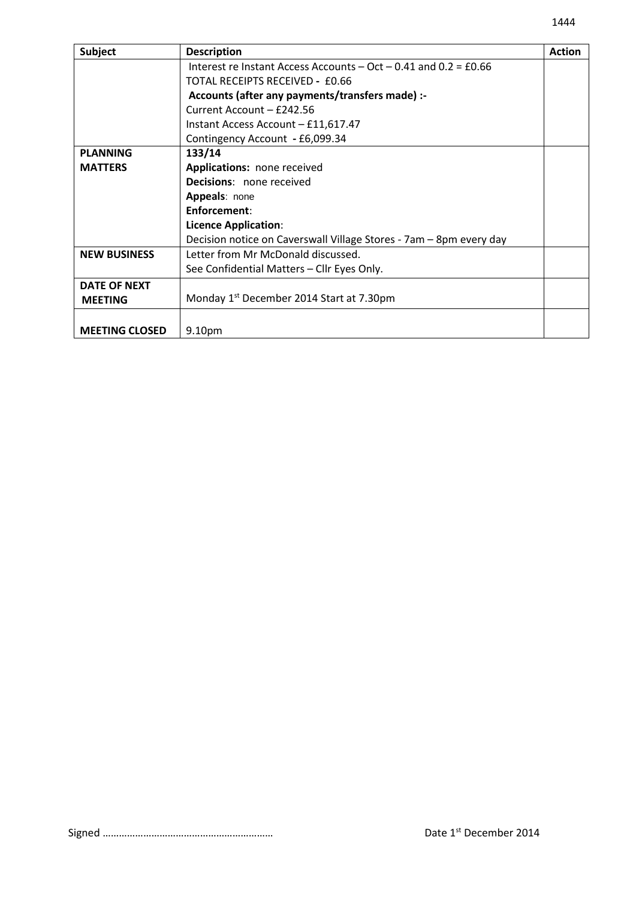| Subject | Description | Action |
|---|---|---|
| | Interest re Instant Access Accounts – Oct – 0.41 and 0.2 = £0.66<br>TOTAL RECEIPTS RECEIVED - £0.66<br>**Accounts (after any payments/transfers made) :-**<br>Current Account – £242.56<br>Instant Access Account – £11,617.47<br>Contingency Account - £6,099.34 | |
| **PLANNING MATTERS** | **133/14**<br>**Applications:** none received<br>**Decisions**: none received<br>**Appeals**: none<br>**Enforcement**:<br>**Licence Application**:<br>Decision notice on Caverswall Village Stores - 7am – 8pm every day | |
| **NEW BUSINESS** | Letter from Mr McDonald discussed.<br>See Confidential Matters – Cllr Eyes Only. | |
| **DATE OF NEXT MEETING** | Monday 1st December 2014 Start at 7.30pm | |
| **MEETING CLOSED** | 9.10pm | |

Signed ……………………………………………………… Date 1st December 2014